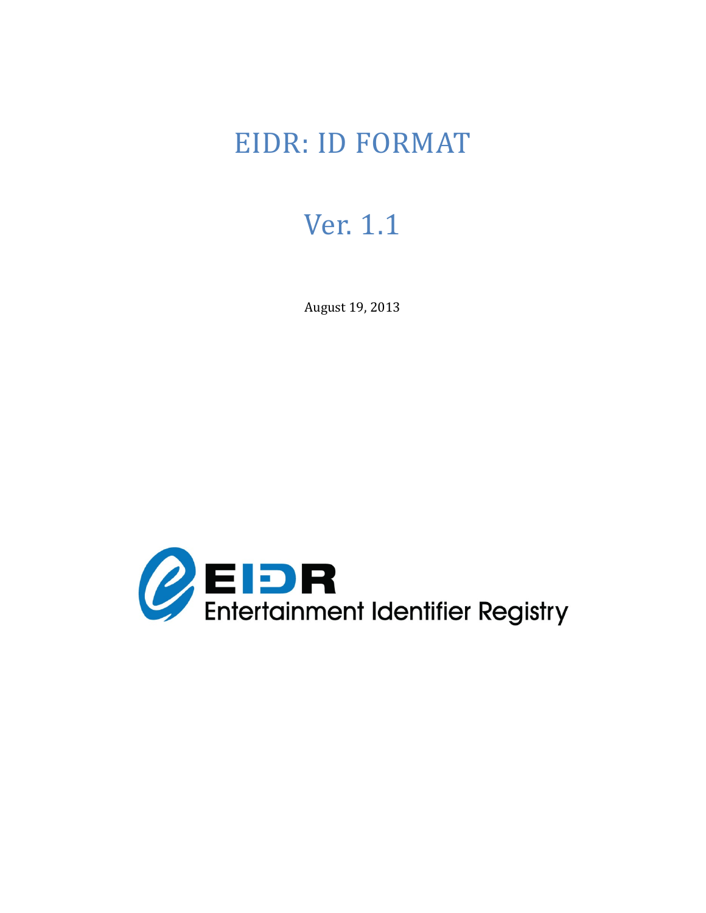# EIDR: ID FORMAT

# Ver. 1.1

August 19, 2013

EIDR
Entertainment Identifier Registry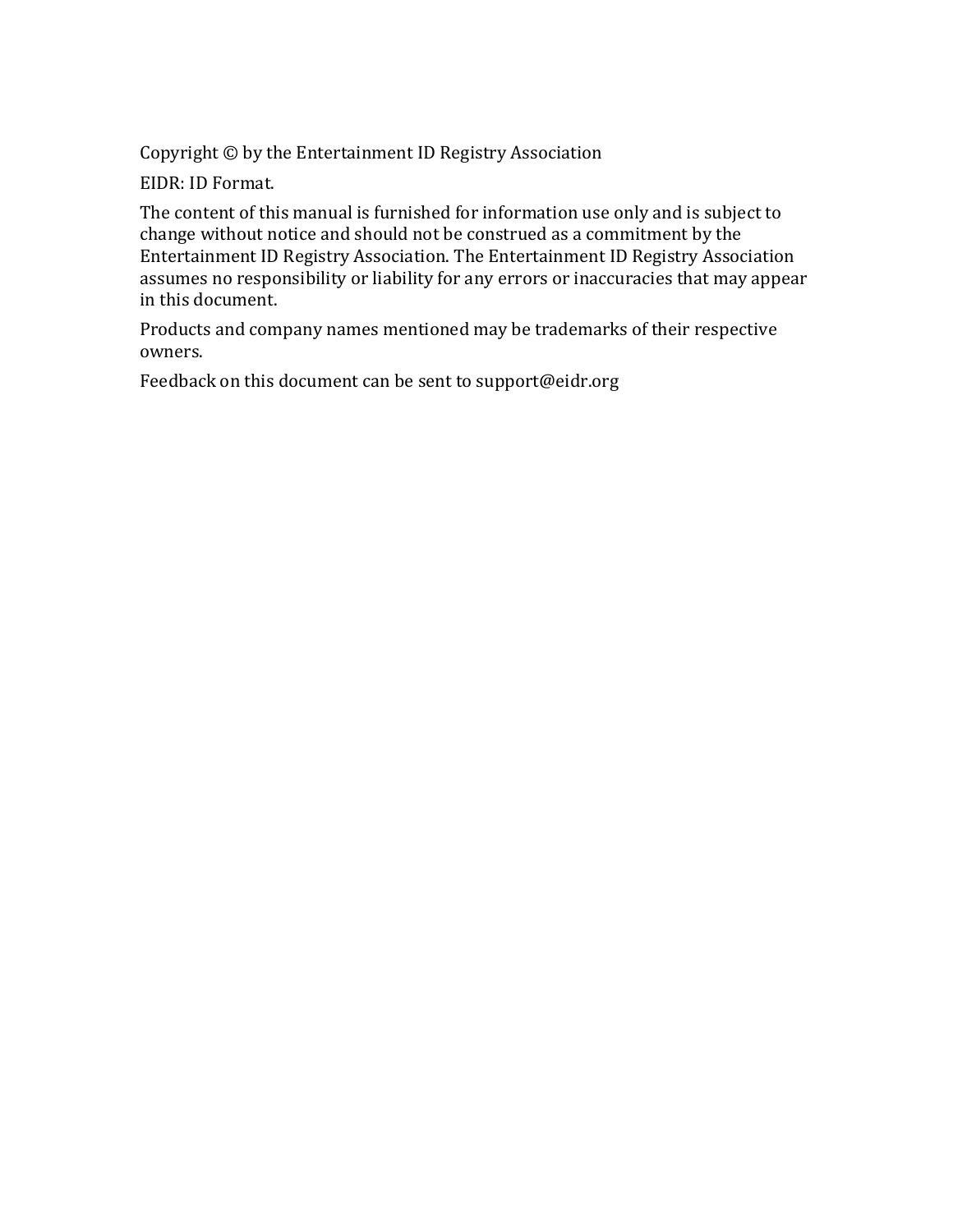Copyright © by the Entertainment ID Registry Association

EIDR: ID Format.

The content of this manual is furnished for information use only and is subject to change without notice and should not be construed as a commitment by the Entertainment ID Registry Association. The Entertainment ID Registry Association assumes no responsibility or liability for any errors or inaccuracies that may appear in this document.

Products and company names mentioned may be trademarks of their respective owners.

Feedback on this document can be sent to support@eidr.org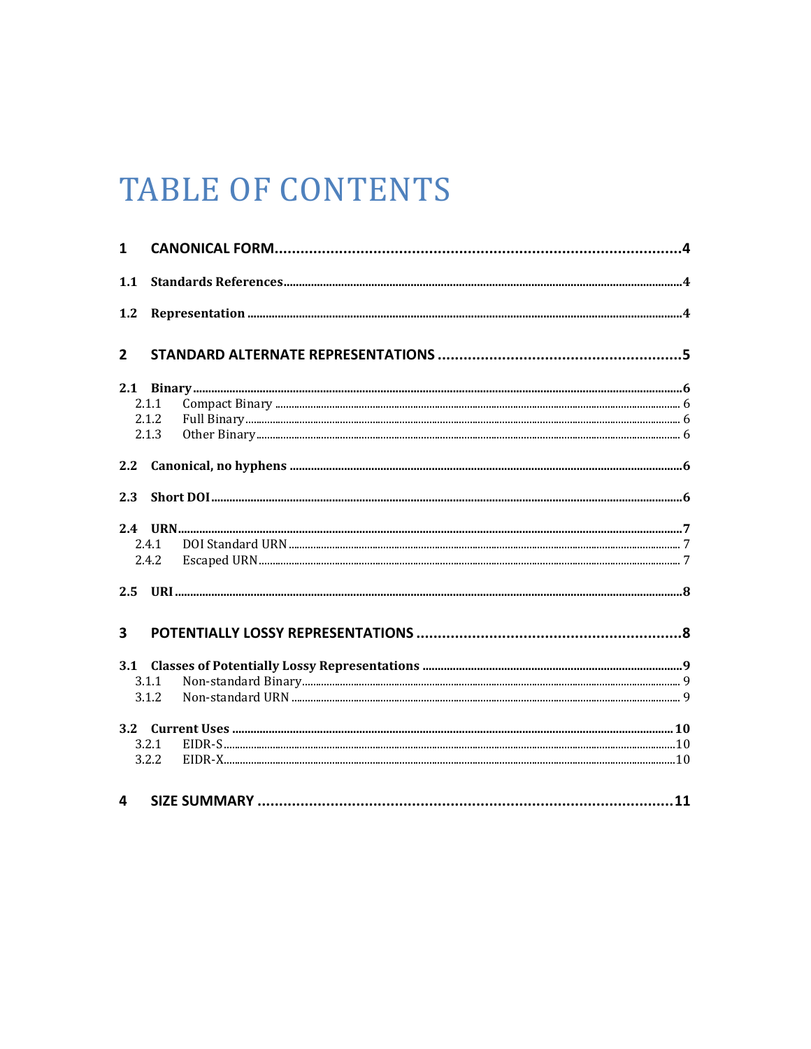# TABLE OF CONTENTS

**1 CANONICAL FORM** .......... **4**

**1.1 Standards References** .......... **4**

**1.2 Representation** .......... **4**

**2 STANDARD ALTERNATE REPRESENTATIONS** .......... **5**

**2.1 Binary** .......... **6**
- 2.1.1 Compact Binary .......... 6
- 2.1.2 Full Binary .......... 6
- 2.1.3 Other Binary .......... 6

**2.2 Canonical, no hyphens** .......... **6**

**2.3 Short DOI** .......... **6**

**2.4 URN** .......... **7**
- 2.4.1 DOI Standard URN .......... 7
- 2.4.2 Escaped URN .......... 7

**2.5 URI** .......... **8**

**3 POTENTIALLY LOSSY REPRESENTATIONS** .......... **8**

**3.1 Classes of Potentially Lossy Representations** .......... **9**
- 3.1.1 Non-standard Binary .......... 9
- 3.1.2 Non-standard URN .......... 9

**3.2 Current Uses** .......... **10**
- 3.2.1 EIDR-S .......... 10
- 3.2.2 EIDR-X .......... 10

**4 SIZE SUMMARY** .......... **11**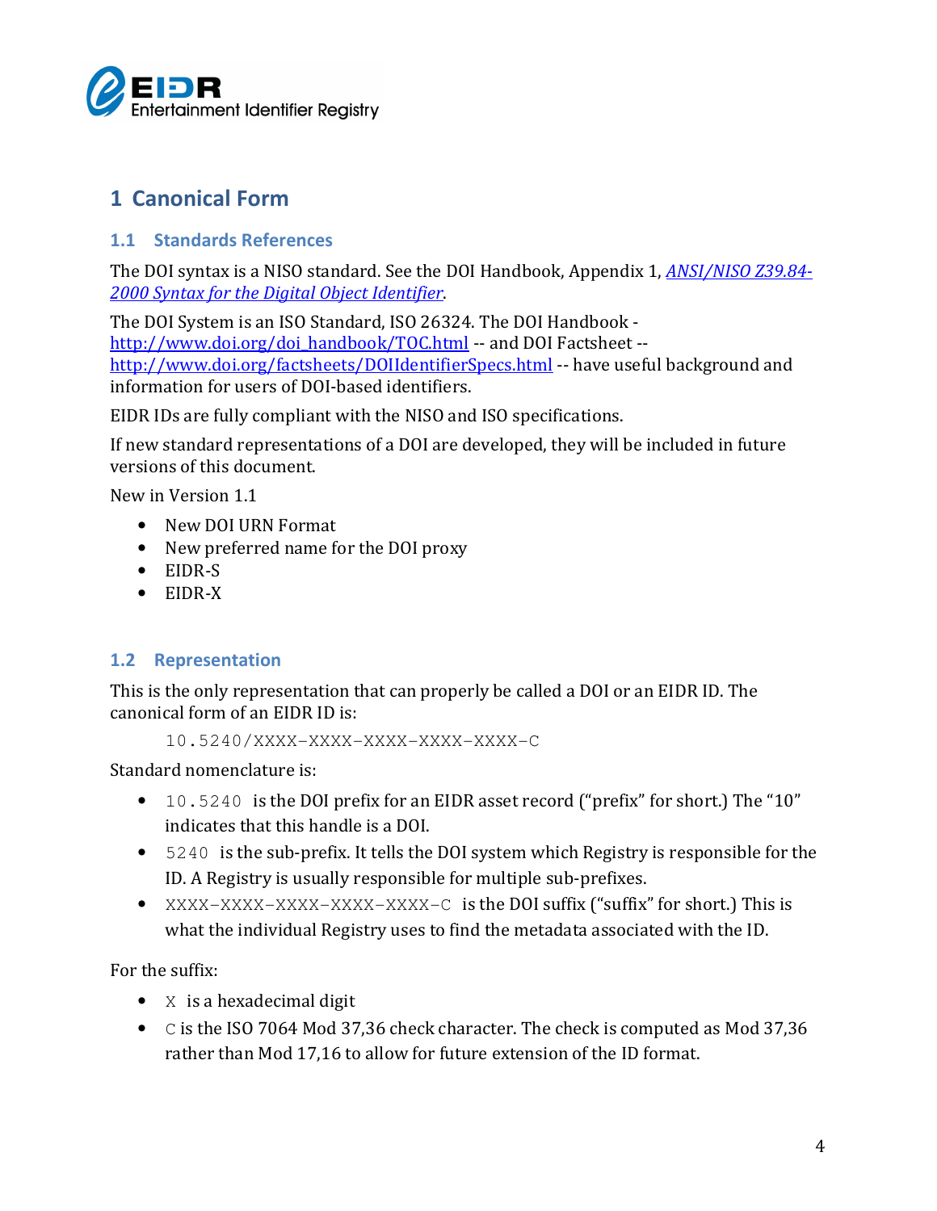# 1 Canonical Form

## 1.1 Standards References

The DOI syntax is a NISO standard. See the DOI Handbook, Appendix 1, *ANSI/NISO Z39.84-2000 Syntax for the Digital Object Identifier*.

The DOI System is an ISO Standard, ISO 26324. The DOI Handbook - http://www.doi.org/doi_handbook/TOC.html -- and DOI Factsheet -- http://www.doi.org/factsheets/DOIIdentifierSpecs.html -- have useful background and information for users of DOI-based identifiers.

EIDR IDs are fully compliant with the NISO and ISO specifications.

If new standard representations of a DOI are developed, they will be included in future versions of this document.

New in Version 1.1

- New DOI URN Format
- New preferred name for the DOI proxy
- EIDR-S
- EIDR-X

## 1.2 Representation

This is the only representation that can properly be called a DOI or an EIDR ID. The canonical form of an EIDR ID is:

```
10.5240/XXXX-XXXX-XXXX-XXXX-XXXX-C
```

Standard nomenclature is:

- `10.5240` is the DOI prefix for an EIDR asset record ("prefix" for short.) The "10" indicates that this handle is a DOI.
- `5240` is the sub-prefix. It tells the DOI system which Registry is responsible for the ID. A Registry is usually responsible for multiple sub-prefixes.
- `XXXX-XXXX-XXXX-XXXX-XXXX-C` is the DOI suffix ("suffix" for short.) This is what the individual Registry uses to find the metadata associated with the ID.

For the suffix:

- `X` is a hexadecimal digit
- `C` is the ISO 7064 Mod 37,36 check character. The check is computed as Mod 37,36 rather than Mod 17,16 to allow for future extension of the ID format.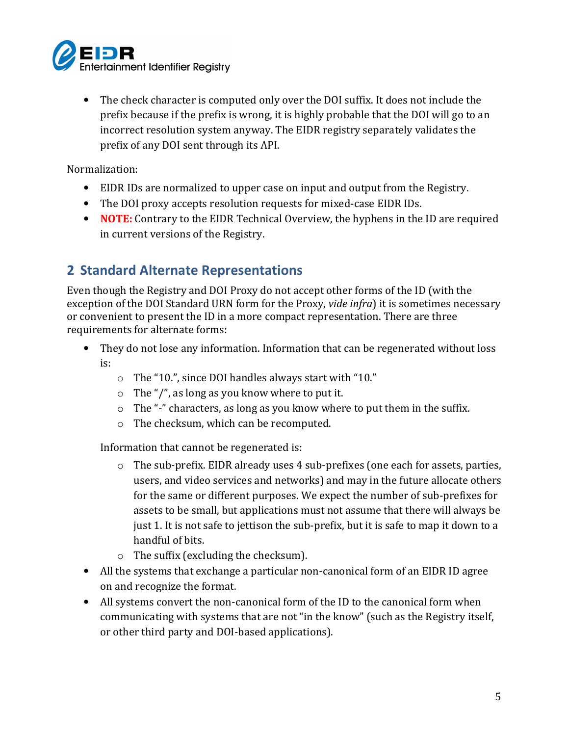- The check character is computed only over the DOI suffix. It does not include the prefix because if the prefix is wrong, it is highly probable that the DOI will go to an incorrect resolution system anyway. The EIDR registry separately validates the prefix of any DOI sent through its API.

Normalization:

- EIDR IDs are normalized to upper case on input and output from the Registry.
- The DOI proxy accepts resolution requests for mixed-case EIDR IDs.
- **NOTE:** Contrary to the EIDR Technical Overview, the hyphens in the ID are required in current versions of the Registry.

## 2 Standard Alternate Representations

Even though the Registry and DOI Proxy do not accept other forms of the ID (with the exception of the DOI Standard URN form for the Proxy, *vide infra*) it is sometimes necessary or convenient to present the ID in a more compact representation. There are three requirements for alternate forms:

- They do not lose any information. Information that can be regenerated without loss is:
  - The "10.", since DOI handles always start with "10."
  - The "/", as long as you know where to put it.
  - The "-" characters, as long as you know where to put them in the suffix.
  - The checksum, which can be recomputed.

  Information that cannot be regenerated is:
  - The sub-prefix. EIDR already uses 4 sub-prefixes (one each for assets, parties, users, and video services and networks) and may in the future allocate others for the same or different purposes. We expect the number of sub-prefixes for assets to be small, but applications must not assume that there will always be just 1. It is not safe to jettison the sub-prefix, but it is safe to map it down to a handful of bits.
  - The suffix (excluding the checksum).
- All the systems that exchange a particular non-canonical form of an EIDR ID agree on and recognize the format.
- All systems convert the non-canonical form of the ID to the canonical form when communicating with systems that are not "in the know" (such as the Registry itself, or other third party and DOI-based applications).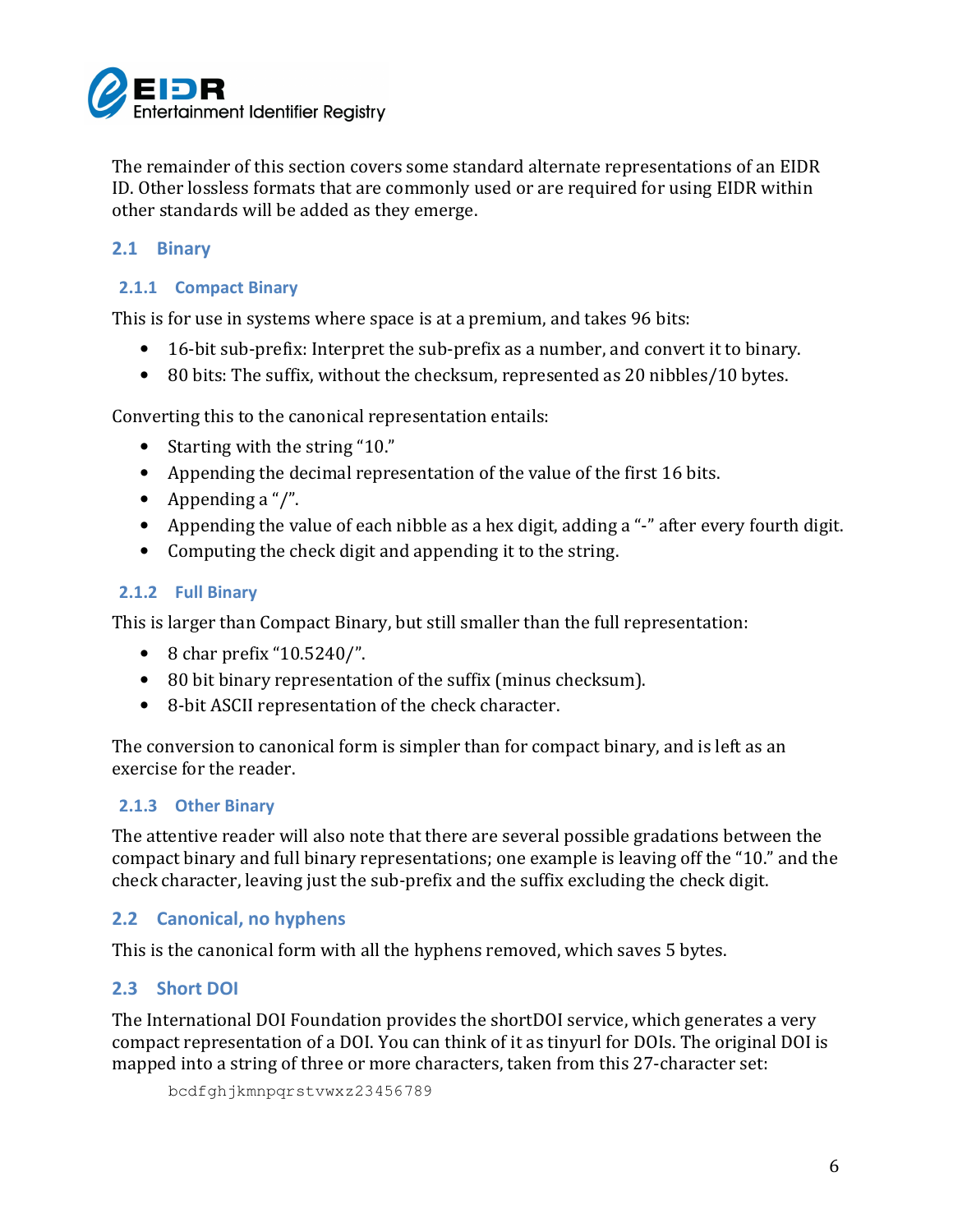The remainder of this section covers some standard alternate representations of an EIDR ID. Other lossless formats that are commonly used or are required for using EIDR within other standards will be added as they emerge.

## 2.1 Binary

### 2.1.1 Compact Binary

This is for use in systems where space is at a premium, and takes 96 bits:

- 16-bit sub-prefix: Interpret the sub-prefix as a number, and convert it to binary.
- 80 bits: The suffix, without the checksum, represented as 20 nibbles/10 bytes.

Converting this to the canonical representation entails:

- Starting with the string "10."
- Appending the decimal representation of the value of the first 16 bits.
- Appending a "/".
- Appending the value of each nibble as a hex digit, adding a "-" after every fourth digit.
- Computing the check digit and appending it to the string.

### 2.1.2 Full Binary

This is larger than Compact Binary, but still smaller than the full representation:

- 8 char prefix "10.5240/".
- 80 bit binary representation of the suffix (minus checksum).
- 8-bit ASCII representation of the check character.

The conversion to canonical form is simpler than for compact binary, and is left as an exercise for the reader.

### 2.1.3 Other Binary

The attentive reader will also note that there are several possible gradations between the compact binary and full binary representations; one example is leaving off the "10." and the check character, leaving just the sub-prefix and the suffix excluding the check digit.

## 2.2 Canonical, no hyphens

This is the canonical form with all the hyphens removed, which saves 5 bytes.

## 2.3 Short DOI

The International DOI Foundation provides the shortDOI service, which generates a very compact representation of a DOI. You can think of it as tinyurl for DOIs. The original DOI is mapped into a string of three or more characters, taken from this 27-character set:

```
bcdfghjkmnpqrstvwxz23456789
```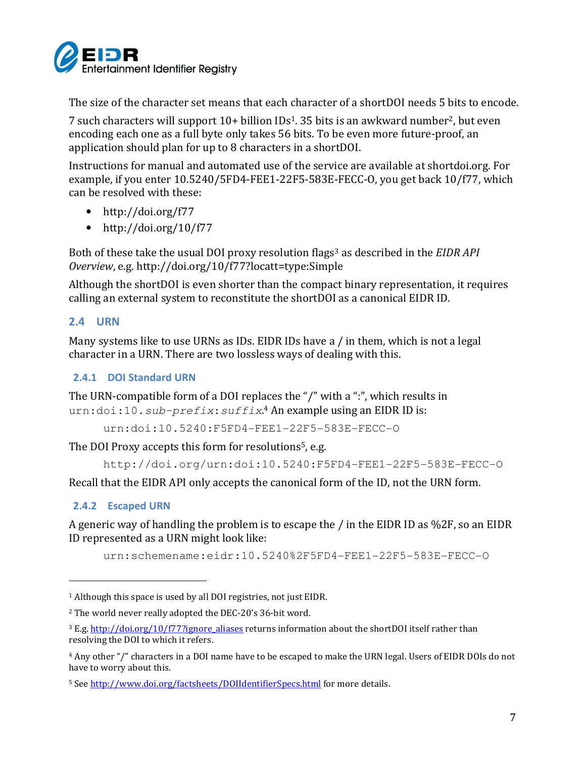The size of the character set means that each character of a shortDOI needs 5 bits to encode.

7 such characters will support 10+ billion IDs[1]. 35 bits is an awkward number[2], but even encoding each one as a full byte only takes 56 bits. To be even more future-proof, an application should plan for up to 8 characters in a shortDOI.

Instructions for manual and automated use of the service are available at shortdoi.org. For example, if you enter 10.5240/5FD4-FEE1-22F5-583E-FECC-O, you get back 10/f77, which can be resolved with these:

- http://doi.org/f77
- http://doi.org/10/f77

Both of these take the usual DOI proxy resolution flags[3] as described in the *EIDR API Overview*, e.g. http://doi.org/10/f77?locatt=type:Simple

Although the shortDOI is even shorter than the compact binary representation, it requires calling an external system to reconstitute the shortDOI as a canonical EIDR ID.

## 2.4 URN

Many systems like to use URNs as IDs. EIDR IDs have a / in them, which is not a legal character in a URN. There are two lossless ways of dealing with this.

### 2.4.1 DOI Standard URN

The URN-compatible form of a DOI replaces the "/" with a ":", which results in `urn:doi:10.`*`sub-prefix`*`:`*`suffix`*.[4] An example using an EIDR ID is:

```
urn:doi:10.5240:F5FD4-FEE1-22F5-583E-FECC-O
```

The DOI Proxy accepts this form for resolutions[5], e.g.

```
http://doi.org/urn:doi:10.5240:F5FD4-FEE1-22F5-583E-FECC-O
```

Recall that the EIDR API only accepts the canonical form of the ID, not the URN form.

### 2.4.2 Escaped URN

A generic way of handling the problem is to escape the / in the EIDR ID as %2F, so an EIDR ID represented as a URN might look like:

```
urn:schemename:eidr:10.5240%2F5FD4-FEE1-22F5-583E-FECC-O
```

---

[1] Although this space is used by all DOI registries, not just EIDR.

[2] The world never really adopted the DEC-20's 36-bit word.

[3] E.g. http://doi.org/10/f77?ignore_aliases returns information about the shortDOI itself rather than resolving the DOI to which it refers.

[4] Any other "/" characters in a DOI name have to be escaped to make the URN legal. Users of EIDR DOIs do not have to worry about this.

[5] See http://www.doi.org/factsheets/DOIIdentifierSpecs.html for more details.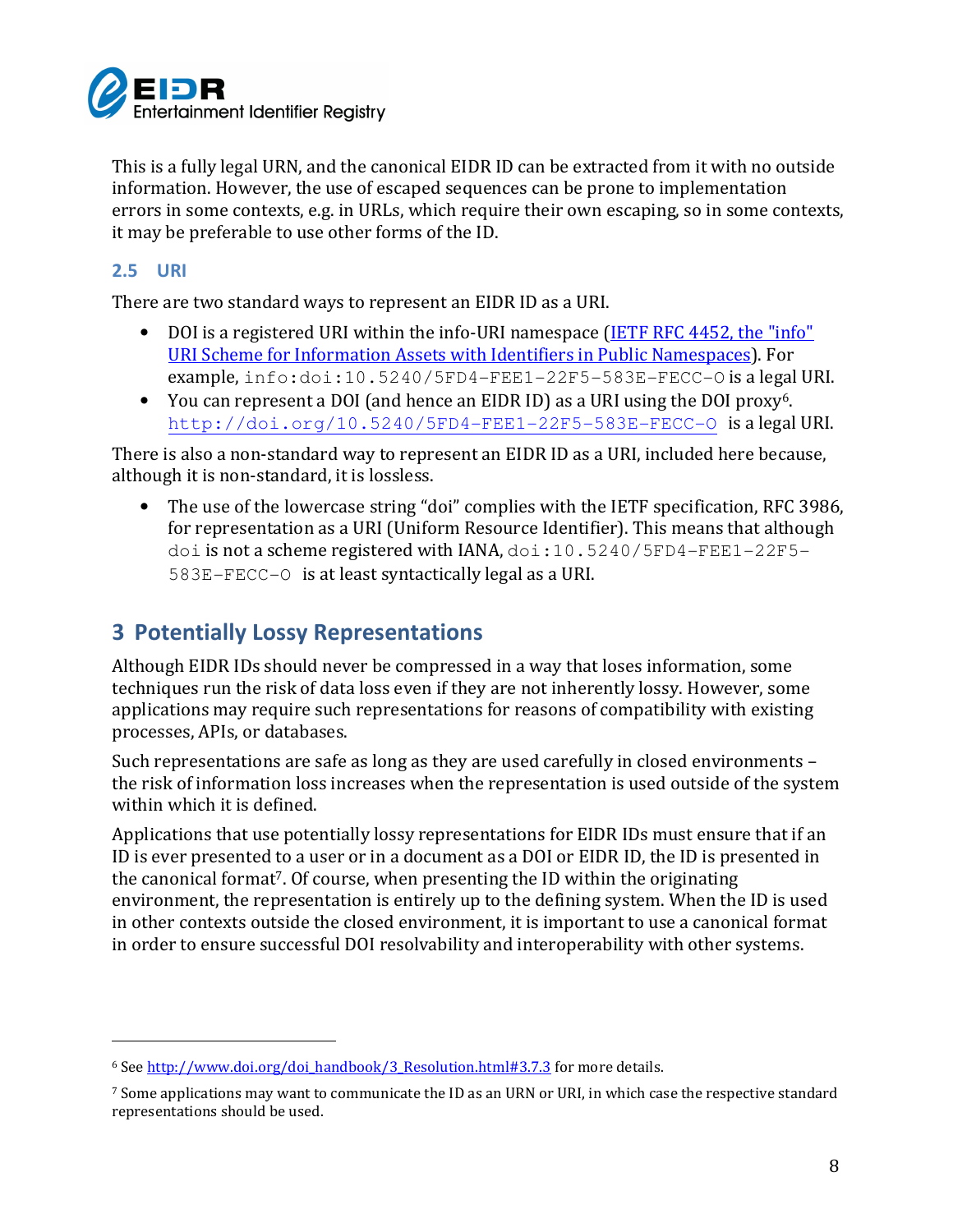This is a fully legal URN, and the canonical EIDR ID can be extracted from it with no outside information. However, the use of escaped sequences can be prone to implementation errors in some contexts, e.g. in URLs, which require their own escaping, so in some contexts, it may be preferable to use other forms of the ID.

### 2.5 URI

There are two standard ways to represent an EIDR ID as a URI.

- DOI is a registered URI within the info-URI namespace ([IETF RFC 4452, the "info" URI Scheme for Information Assets with Identifiers in Public Namespaces](https://tools.ietf.org/html/rfc4452)). For example, `info:doi:10.5240/5FD4-FEE1-22F5-583E-FECC-O` is a legal URI.
- You can represent a DOI (and hence an EIDR ID) as a URI using the DOI proxy[6]. [http://doi.org/10.5240/5FD4-FEE1-22F5-583E-FECC-O](http://doi.org/10.5240/5FD4-FEE1-22F5-583E-FECC-O) is a legal URI.

There is also a non-standard way to represent an EIDR ID as a URI, included here because, although it is non-standard, it is lossless.

- The use of the lowercase string "doi" complies with the IETF specification, RFC 3986, for representation as a URI (Uniform Resource Identifier). This means that although `doi` is not a scheme registered with IANA, `doi:10.5240/5FD4-FEE1-22F5-583E-FECC-O` is at least syntactically legal as a URI.

## 3 Potentially Lossy Representations

Although EIDR IDs should never be compressed in a way that loses information, some techniques run the risk of data loss even if they are not inherently lossy. However, some applications may require such representations for reasons of compatibility with existing processes, APIs, or databases.

Such representations are safe as long as they are used carefully in closed environments – the risk of information loss increases when the representation is used outside of the system within which it is defined.

Applications that use potentially lossy representations for EIDR IDs must ensure that if an ID is ever presented to a user or in a document as a DOI or EIDR ID, the ID is presented in the canonical format[7]. Of course, when presenting the ID within the originating environment, the representation is entirely up to the defining system. When the ID is used in other contexts outside the closed environment, it is important to use a canonical format in order to ensure successful DOI resolvability and interoperability with other systems.

---

[6] See [http://www.doi.org/doi_handbook/3_Resolution.html#3.7.3](http://www.doi.org/doi_handbook/3_Resolution.html#3.7.3) for more details.

[7] Some applications may want to communicate the ID as an URN or URI, in which case the respective standard representations should be used.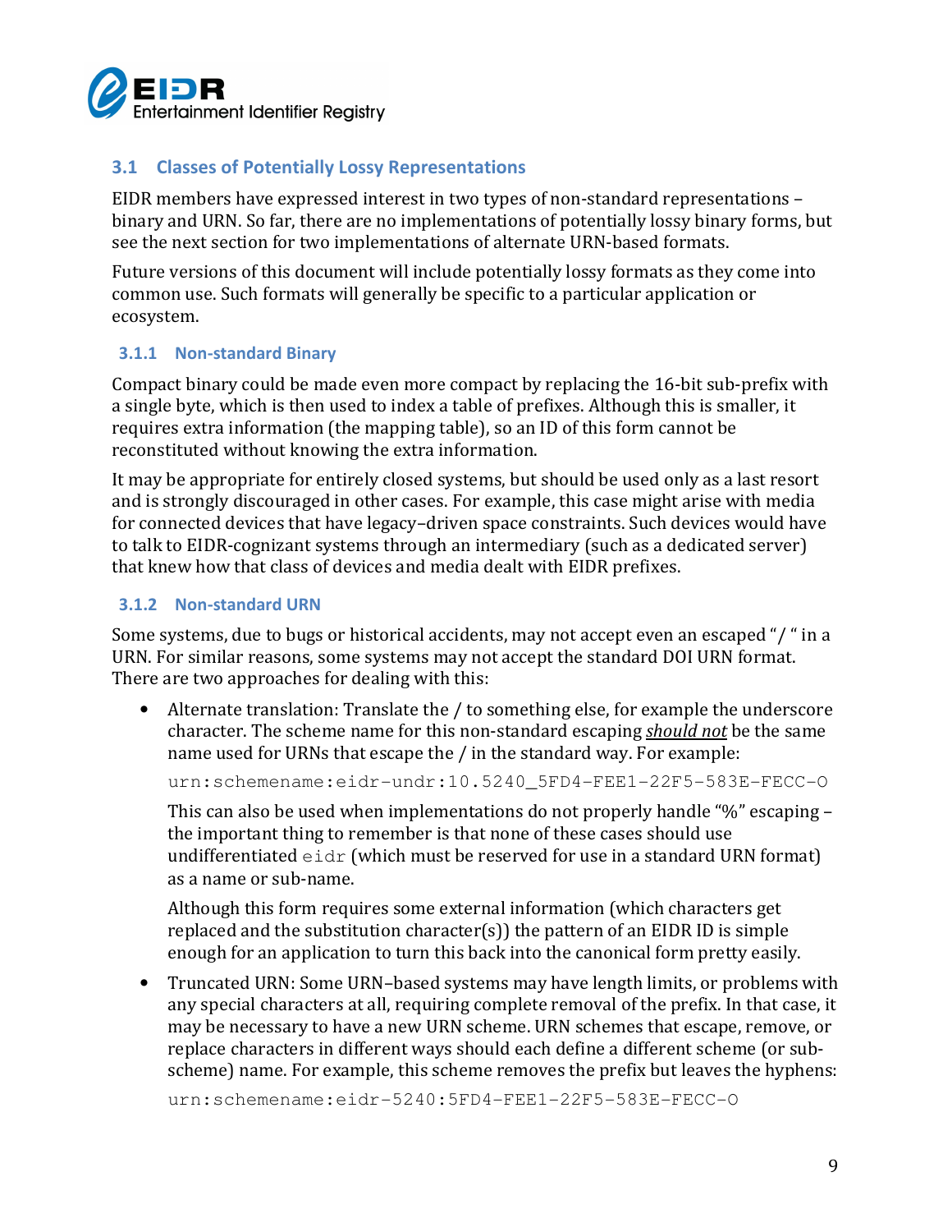## 3.1 Classes of Potentially Lossy Representations

EIDR members have expressed interest in two types of non-standard representations – binary and URN. So far, there are no implementations of potentially lossy binary forms, but see the next section for two implementations of alternate URN-based formats.

Future versions of this document will include potentially lossy formats as they come into common use. Such formats will generally be specific to a particular application or ecosystem.

### 3.1.1 Non-standard Binary

Compact binary could be made even more compact by replacing the 16-bit sub-prefix with a single byte, which is then used to index a table of prefixes. Although this is smaller, it requires extra information (the mapping table), so an ID of this form cannot be reconstituted without knowing the extra information.

It may be appropriate for entirely closed systems, but should be used only as a last resort and is strongly discouraged in other cases. For example, this case might arise with media for connected devices that have legacy–driven space constraints. Such devices would have to talk to EIDR-cognizant systems through an intermediary (such as a dedicated server) that knew how that class of devices and media dealt with EIDR prefixes.

### 3.1.2 Non-standard URN

Some systems, due to bugs or historical accidents, may not accept even an escaped "/ " in a URN. For similar reasons, some systems may not accept the standard DOI URN format. There are two approaches for dealing with this:

- Alternate translation: Translate the / to something else, for example the underscore character. The scheme name for this non-standard escaping ***should not*** be the same name used for URNs that escape the / in the standard way. For example:

  `urn:schemename:eidr-undr:10.5240_5FD4-FEE1-22F5-583E-FECC-O`

  This can also be used when implementations do not properly handle "%" escaping – the important thing to remember is that none of these cases should use undifferentiated `eidr` (which must be reserved for use in a standard URN format) as a name or sub-name.

  Although this form requires some external information (which characters get replaced and the substitution character(s)) the pattern of an EIDR ID is simple enough for an application to turn this back into the canonical form pretty easily.

- Truncated URN: Some URN–based systems may have length limits, or problems with any special characters at all, requiring complete removal of the prefix. In that case, it may be necessary to have a new URN scheme. URN schemes that escape, remove, or replace characters in different ways should each define a different scheme (or sub-scheme) name. For example, this scheme removes the prefix but leaves the hyphens:

  `urn:schemename:eidr-5240:5FD4-FEE1-22F5-583E-FECC-O`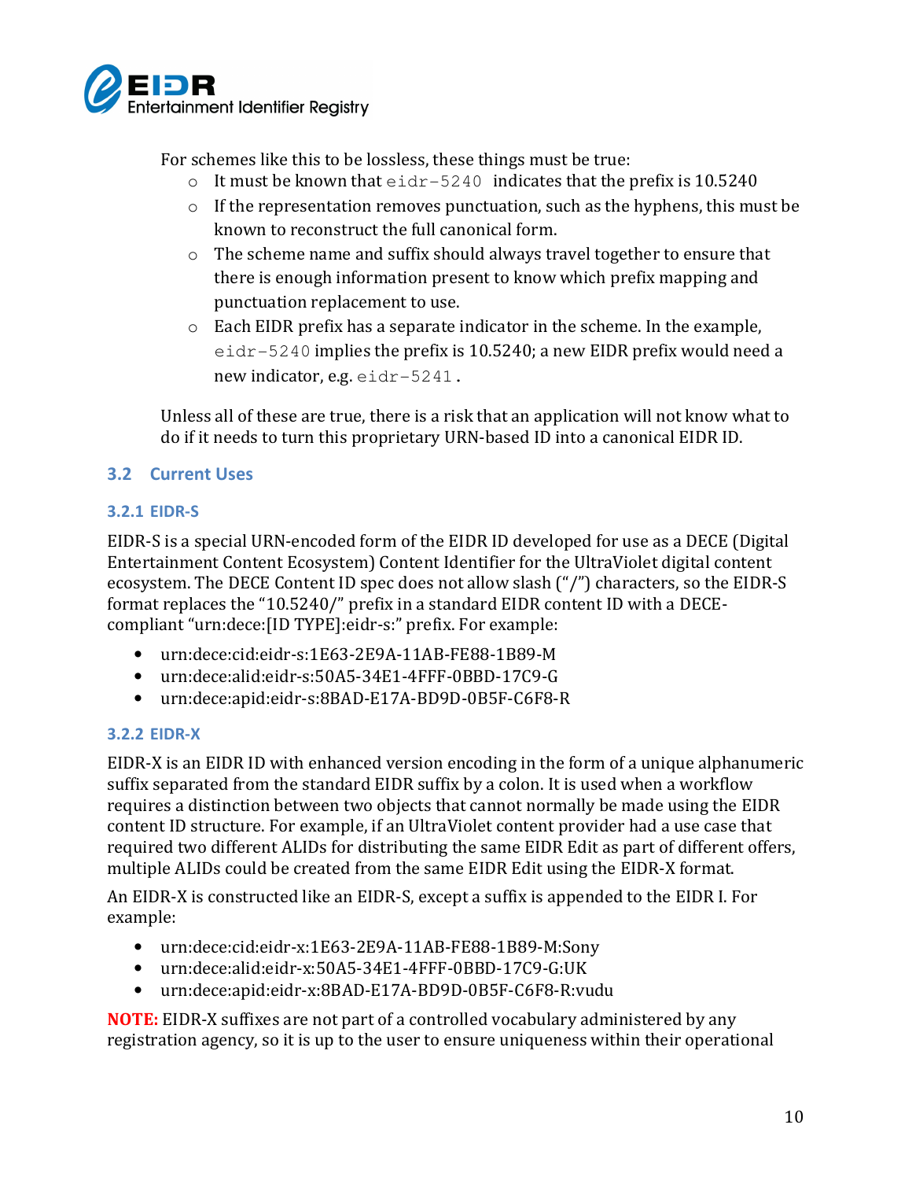For schemes like this to be lossless, these things must be true:

- It must be known that `eidr-5240` indicates that the prefix is 10.5240
- If the representation removes punctuation, such as the hyphens, this must be known to reconstruct the full canonical form.
- The scheme name and suffix should always travel together to ensure that there is enough information present to know which prefix mapping and punctuation replacement to use.
- Each EIDR prefix has a separate indicator in the scheme. In the example, `eidr-5240` implies the prefix is 10.5240; a new EIDR prefix would need a new indicator, e.g. `eidr-5241`.

Unless all of these are true, there is a risk that an application will not know what to do if it needs to turn this proprietary URN-based ID into a canonical EIDR ID.

## 3.2 Current Uses

### 3.2.1 EIDR-S

EIDR-S is a special URN-encoded form of the EIDR ID developed for use as a DECE (Digital Entertainment Content Ecosystem) Content Identifier for the UltraViolet digital content ecosystem. The DECE Content ID spec does not allow slash ("/") characters, so the EIDR-S format replaces the "10.5240/" prefix in a standard EIDR content ID with a DECE-compliant "urn:dece:[ID TYPE]:eidr-s:" prefix. For example:

- urn:dece:cid:eidr-s:1E63-2E9A-11AB-FE88-1B89-M
- urn:dece:alid:eidr-s:50A5-34E1-4FFF-0BBD-17C9-G
- urn:dece:apid:eidr-s:8BAD-E17A-BD9D-0B5F-C6F8-R

### 3.2.2 EIDR-X

EIDR-X is an EIDR ID with enhanced version encoding in the form of a unique alphanumeric suffix separated from the standard EIDR suffix by a colon. It is used when a workflow requires a distinction between two objects that cannot normally be made using the EIDR content ID structure. For example, if an UltraViolet content provider had a use case that required two different ALIDs for distributing the same EIDR Edit as part of different offers, multiple ALIDs could be created from the same EIDR Edit using the EIDR-X format.

An EIDR-X is constructed like an EIDR-S, except a suffix is appended to the EIDR I. For example:

- urn:dece:cid:eidr-x:1E63-2E9A-11AB-FE88-1B89-M:Sony
- urn:dece:alid:eidr-x:50A5-34E1-4FFF-0BBD-17C9-G:UK
- urn:dece:apid:eidr-x:8BAD-E17A-BD9D-0B5F-C6F8-R:vudu

**NOTE:** EIDR-X suffixes are not part of a controlled vocabulary administered by any registration agency, so it is up to the user to ensure uniqueness within their operational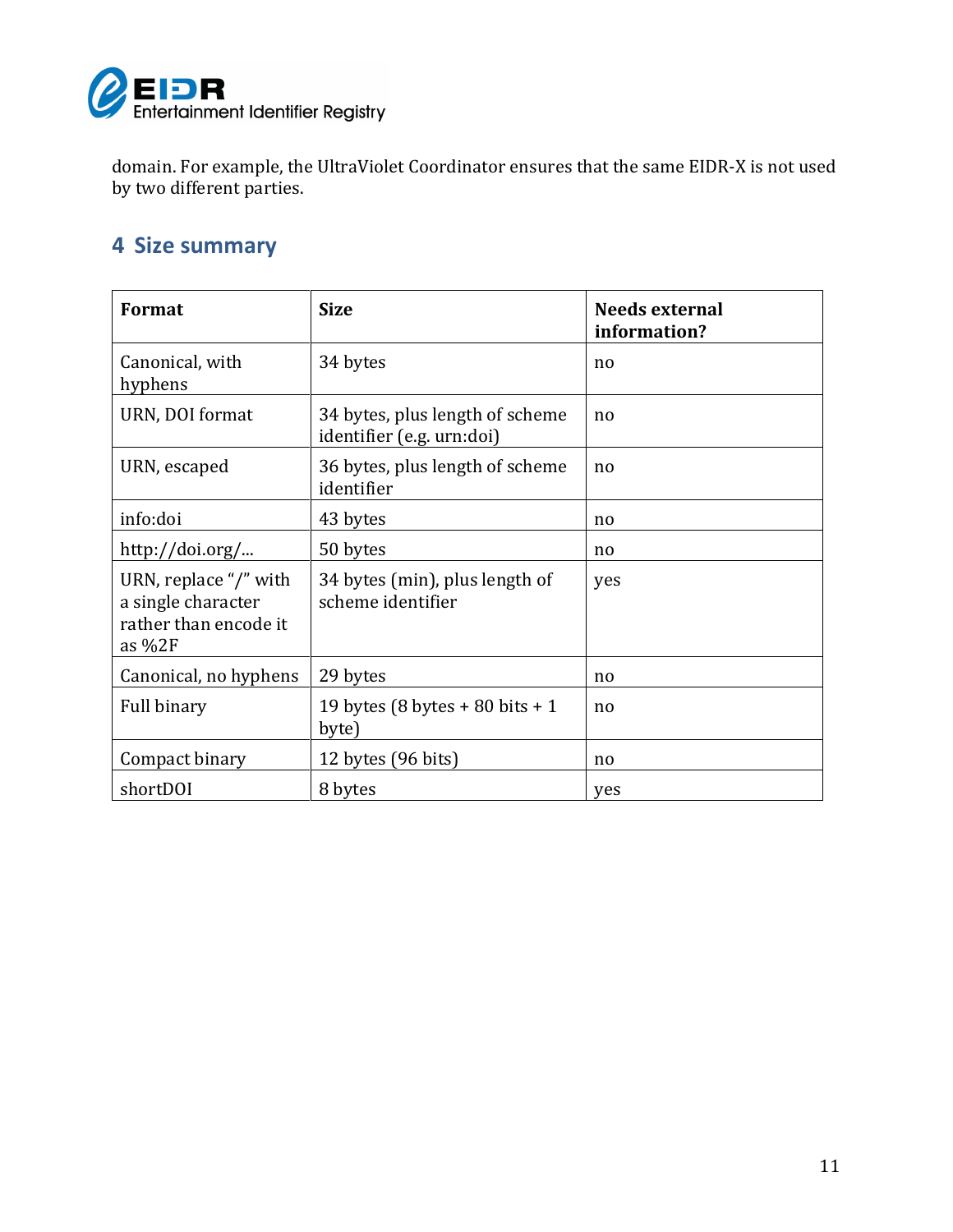domain. For example, the UltraViolet Coordinator ensures that the same EIDR-X is not used by two different parties.

## 4 Size summary

| Format | Size | Needs external information? |
|---|---|---|
| Canonical, with hyphens | 34 bytes | no |
| URN, DOI format | 34 bytes, plus length of scheme identifier (e.g. urn:doi) | no |
| URN, escaped | 36 bytes, plus length of scheme identifier | no |
| info:doi | 43 bytes | no |
| http://doi.org/... | 50 bytes | no |
| URN, replace "/" with a single character rather than encode it as %2F | 34 bytes (min), plus length of scheme identifier | yes |
| Canonical, no hyphens | 29 bytes | no |
| Full binary | 19 bytes (8 bytes + 80 bits + 1 byte) | no |
| Compact binary | 12 bytes (96 bits) | no |
| shortDOI | 8 bytes | yes |